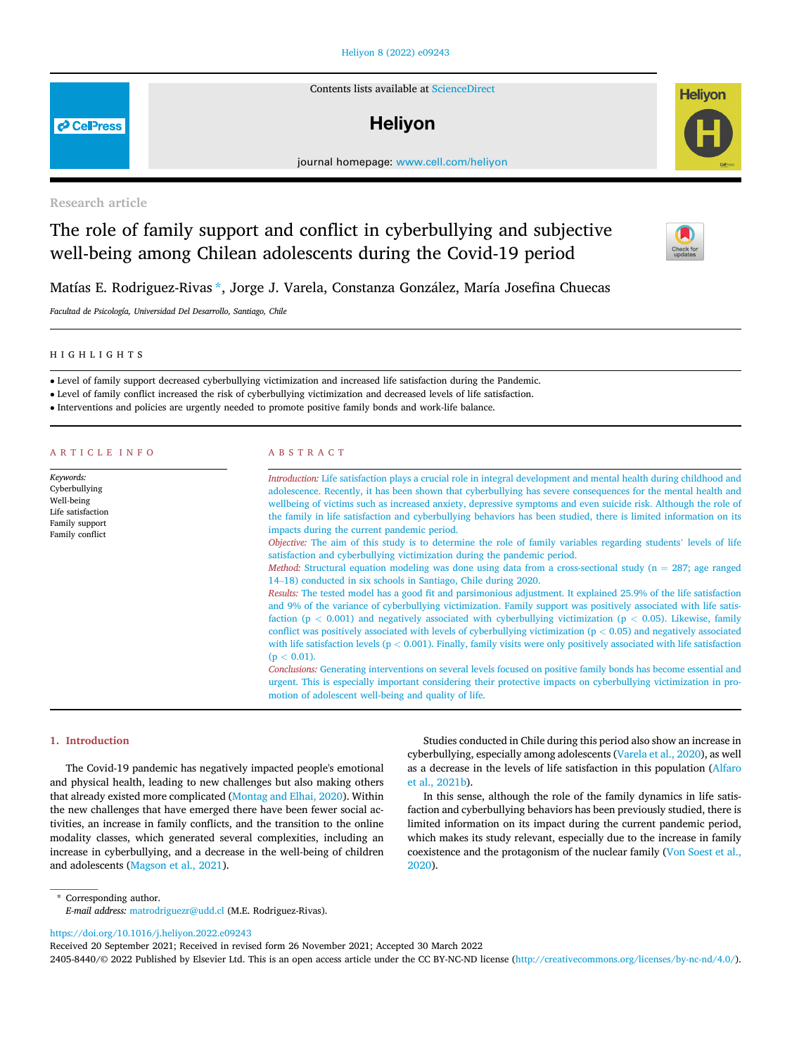Research article

# The role of family support and conflict in cyberbullying and subjective well-being among Chilean adolescents during the Covid-19 period

Matías E. Rodriguez-Rivas *, Jorge J. Varela, Constanza González, María Josefina Chuecas

*Facultad de Psicología, Universidad Del Desarrollo, Santiago, Chile*

## HIGHLIGHTS

- Level of family support decreased cyberbullying victimization and increased life satisfaction during the Pandemic.
- Level of family conflict increased the risk of cyberbullying victimization and decreased levels of life satisfaction.
- Interventions and policies are urgently needed to promote positive family bonds and work-life balance.

## ARTICLE INFO

*Keywords:*
Cyberbullying
Well-being
Life satisfaction
Family support
Family conflict

## ABSTRACT

*Introduction:* Life satisfaction plays a crucial role in integral development and mental health during childhood and adolescence. Recently, it has been shown that cyberbullying has severe consequences for the mental health and wellbeing of victims such as increased anxiety, depressive symptoms and even suicide risk. Although the role of the family in life satisfaction and cyberbullying behaviors has been studied, there is limited information on its impacts during the current pandemic period.

*Objective:* The aim of this study is to determine the role of family variables regarding students' levels of life satisfaction and cyberbullying victimization during the pandemic period.

*Method:* Structural equation modeling was done using data from a cross-sectional study (n = 287; age ranged 14–18) conducted in six schools in Santiago, Chile during 2020.

*Results:* The tested model has a good fit and parsimonious adjustment. It explained 25.9% of the life satisfaction and 9% of the variance of cyberbullying victimization. Family support was positively associated with life satisfaction ($p < 0.001$) and negatively associated with cyberbullying victimization ($p < 0.05$). Likewise, family conflict was positively associated with levels of cyberbullying victimization ($p < 0.05$) and negatively associated with life satisfaction levels ($p < 0.001$). Finally, family visits were only positively associated with life satisfaction ($p < 0.01$).

*Conclusions:* Generating interventions on several levels focused on positive family bonds has become essential and urgent. This is especially important considering their protective impacts on cyberbullying victimization in promotion of adolescent well-being and quality of life.

## 1. Introduction

The Covid-19 pandemic has negatively impacted people's emotional and physical health, leading to new challenges but also making others that already existed more complicated (Montag and Elhai, 2020). Within the new challenges that have emerged there have been fewer social activities, an increase in family conflicts, and the transition to the online modality classes, which generated several complexities, including an increase in cyberbullying, and a decrease in the well-being of children and adolescents (Magson et al., 2021).

Studies conducted in Chile during this period also show an increase in cyberbullying, especially among adolescents (Varela et al., 2020), as well as a decrease in the levels of life satisfaction in this population (Alfaro et al., 2021b).

In this sense, although the role of the family dynamics in life satisfaction and cyberbullying behaviors has been previously studied, there is limited information on its impact during the current pandemic period, which makes its study relevant, especially due to the increase in family coexistence and the protagonism of the nuclear family (Von Soest et al., 2020).

\* Corresponding author.
*E-mail address:* matrodriguezr@udd.cl (M.E. Rodriguez-Rivas).

https://doi.org/10.1016/j.heliyon.2022.e09243
Received 20 September 2021; Received in revised form 26 November 2021; Accepted 30 March 2022
2405-8440/© 2022 Published by Elsevier Ltd. This is an open access article under the CC BY-NC-ND license (http://creativecommons.org/licenses/by-nc-nd/4.0/).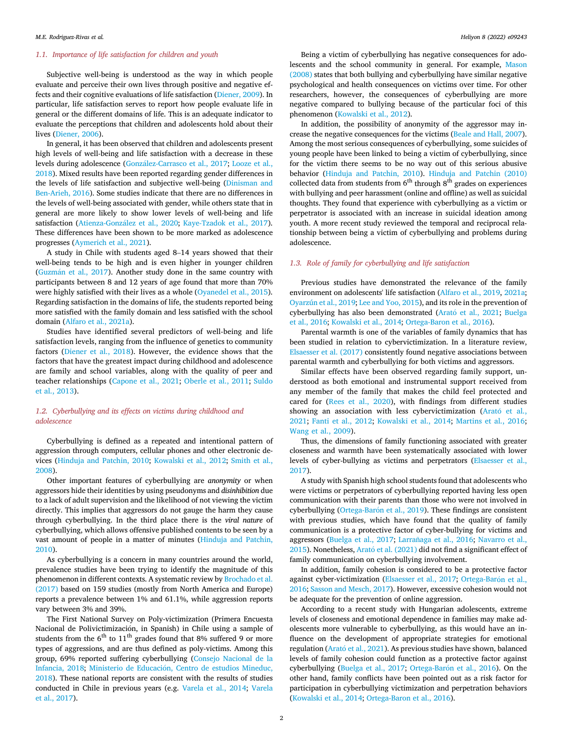### 1.1. Importance of life satisfaction for children and youth

Subjective well-being is understood as the way in which people evaluate and perceive their own lives through positive and negative effects and their cognitive evaluations of life satisfaction (Diener, 2009). In particular, life satisfaction serves to report how people evaluate life in general or the different domains of life. This is an adequate indicator to evaluate the perceptions that children and adolescents hold about their lives (Diener, 2006).

In general, it has been observed that children and adolescents present high levels of well-being and life satisfaction with a decrease in these levels during adolescence (González-Carrasco et al., 2017; Looze et al., 2018). Mixed results have been reported regarding gender differences in the levels of life satisfaction and subjective well-being (Dinisman and Ben-Arieh, 2016). Some studies indicate that there are no differences in the levels of well-being associated with gender, while others state that in general are more likely to show lower levels of well-being and life satisfaction (Atienza-González et al., 2020; Kaye-Tzadok et al., 2017). These differences have been shown to be more marked as adolescence progresses (Aymerich et al., 2021).

A study in Chile with students aged 8–14 years showed that their well-being tends to be high and is even higher in younger children (Guzmán et al., 2017). Another study done in the same country with participants between 8 and 12 years of age found that more than 70% were highly satisfied with their lives as a whole (Oyanedel et al., 2015). Regarding satisfaction in the domains of life, the students reported being more satisfied with the family domain and less satisfied with the school domain (Alfaro et al., 2021a).

Studies have identified several predictors of well-being and life satisfaction levels, ranging from the influence of genetics to community factors (Diener et al., 2018). However, the evidence shows that the factors that have the greatest impact during childhood and adolescence are family and school variables, along with the quality of peer and teacher relationships (Capone et al., 2021; Oberle et al., 2011; Suldo et al., 2013).

### 1.2. Cyberbullying and its effects on victims during childhood and adolescence

Cyberbullying is defined as a repeated and intentional pattern of aggression through computers, cellular phones and other electronic devices (Hinduja and Patchin, 2010; Kowalski et al., 2012; Smith et al., 2008).

Other important features of cyberbullying are *anonymity* or when aggressors hide their identities by using pseudonyms and *disinhibition* due to a lack of adult supervision and the likelihood of not viewing the victim directly. This implies that aggressors do not gauge the harm they cause through cyberbullying. In the third place there is the *viral nature* of cyberbullying, which allows offensive published contents to be seen by a vast amount of people in a matter of minutes (Hinduja and Patchin, 2010).

As cyberbullying is a concern in many countries around the world, prevalence studies have been trying to identify the magnitude of this phenomenon in different contexts. A systematic review by Brochado et al. (2017) based on 159 studies (mostly from North America and Europe) reports a prevalence between 1% and 61.1%, while aggression reports vary between 3% and 39%.

The First National Survey on Poly-victimization (Primera Encuesta Nacional de Polivictimización, in Spanish) in Chile using a sample of students from the 6th to 11th grades found that 8% suffered 9 or more types of aggressions, and are thus defined as poly-victims. Among this group, 69% reported suffering cyberbullying (Consejo Nacional de la Infancia, 2018; Ministerio de Educación, Centro de estudios Mineduc, 2018). These national reports are consistent with the results of studies conducted in Chile in previous years (e.g. Varela et al., 2014; Varela et al., 2017).

Being a victim of cyberbullying has negative consequences for adolescents and the school community in general. For example, Mason (2008) states that both bullying and cyberbullying have similar negative psychological and health consequences on victims over time. For other researchers, however, the consequences of cyberbullying are more negative compared to bullying because of the particular foci of this phenomenon (Kowalski et al., 2012).

In addition, the possibility of anonymity of the aggressor may increase the negative consequences for the victims (Beale and Hall, 2007). Among the most serious consequences of cyberbullying, some suicides of young people have been linked to being a victim of cyberbullying, since for the victim there seems to be no way out of this serious abusive behavior (Hinduja and Patchin, 2010). Hinduja and Patchin (2010) collected data from students from 6th through 8th grades on experiences with bullying and peer harassment (online and offline) as well as suicidal thoughts. They found that experience with cyberbullying as a victim or perpetrator is associated with an increase in suicidal ideation among youth. A more recent study reviewed the temporal and reciprocal relationship between being a victim of cyberbullying and problems during adolescence.

### 1.3. Role of family for cyberbullying and life satisfaction

Previous studies have demonstrated the relevance of the family environment on adolescents' life satisfaction (Alfaro et al., 2019, 2021a; Oyarzún et al., 2019; Lee and Yoo, 2015), and its role in the prevention of cyberbullying has also been demonstrated (Arató et al., 2021; Buelga et al., 2016; Kowalski et al., 2014; Ortega-Baron et al., 2016).

Parental warmth is one of the variables of family dynamics that has been studied in relation to cybervictimization. In a literature review, Elsaesser et al. (2017) consistently found negative associations between parental warmth and cyberbullying for both victims and aggressors.

Similar effects have been observed regarding family support, understood as both emotional and instrumental support received from any member of the family that makes the child feel protected and cared for (Rees et al., 2020), with findings from different studies showing an association with less cybervictimization (Arató et al., 2021; Fanti et al., 2012; Kowalski et al., 2014; Martins et al., 2016; Wang et al., 2009).

Thus, the dimensions of family functioning associated with greater closeness and warmth have been systematically associated with lower levels of cyber-bullying as victims and perpetrators (Elsaesser et al., 2017).

A study with Spanish high school students found that adolescents who were victims or perpetrators of cyberbullying reported having less open communication with their parents than those who were not involved in cyberbullying (Ortega-Barón et al., 2019). These findings are consistent with previous studies, which have found that the quality of family communication is a protective factor of cyber-bullying for victims and aggressors (Buelga et al., 2017; Larrañaga et al., 2016; Navarro et al., 2015). Nonetheless, Arató et al. (2021) did not find a significant effect of family communication on cyberbullying involvement.

In addition, family cohesion is considered to be a protective factor against cyber-victimization (Elsaesser et al., 2017; Ortega-Barón et al., 2016; Sasson and Mesch, 2017). However, excessive cohesion would not be adequate for the prevention of online aggression.

According to a recent study with Hungarian adolescents, extreme levels of closeness and emotional dependence in families may make adolescents more vulnerable to cyberbullying, as this would have an influence on the development of appropriate strategies for emotional regulation (Arató et al., 2021). As previous studies have shown, balanced levels of family cohesion could function as a protective factor against cyberbullying (Buelga et al., 2017; Ortega-Barón et al., 2016). On the other hand, family conflicts have been pointed out as a risk factor for participation in cyberbullying victimization and perpetration behaviors (Kowalski et al., 2014; Ortega-Baron et al., 2016).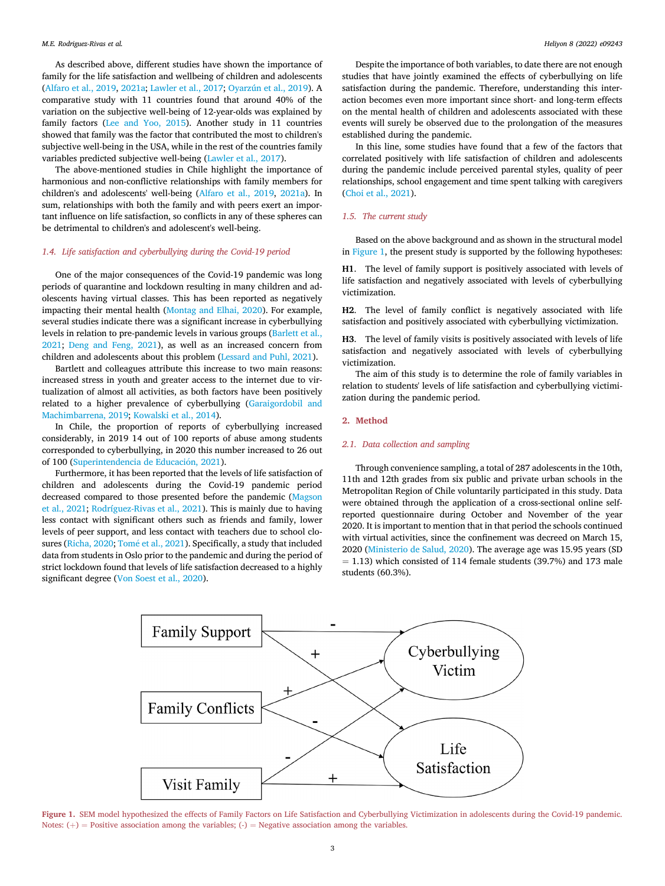As described above, different studies have shown the importance of family for the life satisfaction and wellbeing of children and adolescents (Alfaro et al., 2019, 2021a; Lawler et al., 2017; Oyarzún et al., 2019). A comparative study with 11 countries found that around 40% of the variation on the subjective well-being of 12-year-olds was explained by family factors (Lee and Yoo, 2015). Another study in 11 countries showed that family was the factor that contributed the most to children's subjective well-being in the USA, while in the rest of the countries family variables predicted subjective well-being (Lawler et al., 2017).

The above-mentioned studies in Chile highlight the importance of harmonious and non-conflictive relationships with family members for children's and adolescents' well-being (Alfaro et al., 2019, 2021a). In sum, relationships with both the family and with peers exert an important influence on life satisfaction, so conflicts in any of these spheres can be detrimental to children's and adolescent's well-being.

### 1.4. Life satisfaction and cyberbullying during the Covid-19 period

One of the major consequences of the Covid-19 pandemic was long periods of quarantine and lockdown resulting in many children and adolescents having virtual classes. This has been reported as negatively impacting their mental health (Montag and Elhai, 2020). For example, several studies indicate there was a significant increase in cyberbullying levels in relation to pre-pandemic levels in various groups (Barlett et al., 2021; Deng and Feng, 2021), as well as an increased concern from children and adolescents about this problem (Lessard and Puhl, 2021).

Bartlett and colleagues attribute this increase to two main reasons: increased stress in youth and greater access to the internet due to virtualization of almost all activities, as both factors have been positively related to a higher prevalence of cyberbullying (Garaigordobil and Machimbarrena, 2019; Kowalski et al., 2014).

In Chile, the proportion of reports of cyberbullying increased considerably, in 2019 14 out of 100 reports of abuse among students corresponded to cyberbullying, in 2020 this number increased to 26 out of 100 (Superintendencia de Educación, 2021).

Furthermore, it has been reported that the levels of life satisfaction of children and adolescents during the Covid-19 pandemic period decreased compared to those presented before the pandemic (Magson et al., 2021; Rodríguez-Rivas et al., 2021). This is mainly due to having less contact with significant others such as friends and family, lower levels of peer support, and less contact with teachers due to school closures (Richa, 2020; Tomé et al., 2021). Specifically, a study that included data from students in Oslo prior to the pandemic and during the period of strict lockdown found that levels of life satisfaction decreased to a highly significant degree (Von Soest et al., 2020).

Despite the importance of both variables, to date there are not enough studies that have jointly examined the effects of cyberbullying on life satisfaction during the pandemic. Therefore, understanding this interaction becomes even more important since short- and long-term effects on the mental health of children and adolescents associated with these events will surely be observed due to the prolongation of the measures established during the pandemic.

In this line, some studies have found that a few of the factors that correlated positively with life satisfaction of children and adolescents during the pandemic include perceived parental styles, quality of peer relationships, school engagement and time spent talking with caregivers (Choi et al., 2021).

### 1.5. The current study

Based on the above background and as shown in the structural model in Figure 1, the present study is supported by the following hypotheses:

**H1.** The level of family support is positively associated with levels of life satisfaction and negatively associated with levels of cyberbullying victimization.

**H2.** The level of family conflict is negatively associated with life satisfaction and positively associated with cyberbullying victimization.

**H3.** The level of family visits is positively associated with levels of life satisfaction and negatively associated with levels of cyberbullying victimization.

The aim of this study is to determine the role of family variables in relation to students' levels of life satisfaction and cyberbullying victimization during the pandemic period.

## 2. Method

### 2.1. Data collection and sampling

Through convenience sampling, a total of 287 adolescents in the 10th, 11th and 12th grades from six public and private urban schools in the Metropolitan Region of Chile voluntarily participated in this study. Data were obtained through the application of a cross-sectional online self-reported questionnaire during October and November of the year 2020. It is important to mention that in that period the schools continued with virtual activities, since the confinement was decreed on March 15, 2020 (Ministerio de Salud, 2020). The average age was 15.95 years (SD = 1.13) which consisted of 114 female students (39.7%) and 173 male students (60.3%).

Figure 1. SEM model hypothesized the effects of Family Factors on Life Satisfaction and Cyberbullying Victimization in adolescents during the Covid-19 pandemic. Notes: (+) = Positive association among the variables; (-) = Negative association among the variables.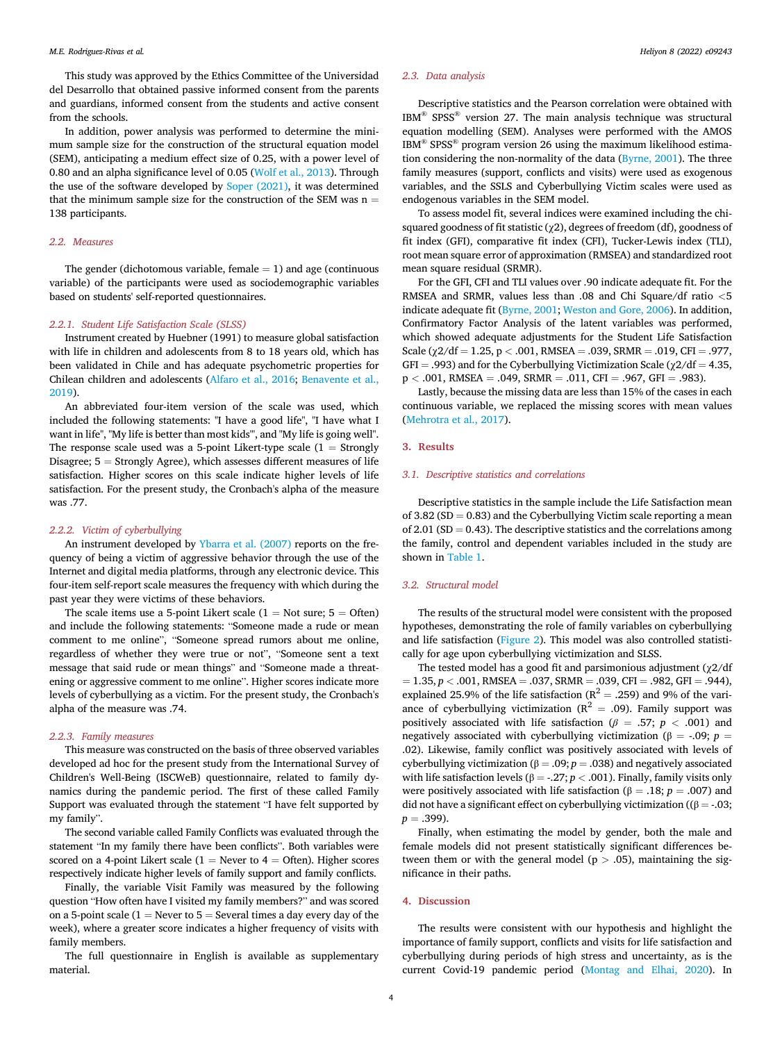This study was approved by the Ethics Committee of the Universidad del Desarrollo that obtained passive informed consent from the parents and guardians, informed consent from the students and active consent from the schools.

In addition, power analysis was performed to determine the minimum sample size for the construction of the structural equation model (SEM), anticipating a medium effect size of 0.25, with a power level of 0.80 and an alpha significance level of 0.05 (Wolf et al., 2013). Through the use of the software developed by Soper (2021), it was determined that the minimum sample size for the construction of the SEM was n = 138 participants.

### 2.2. Measures

The gender (dichotomous variable, female = 1) and age (continuous variable) of the participants were used as sociodemographic variables based on students' self-reported questionnaires.

#### 2.2.1. Student Life Satisfaction Scale (SLSS)

Instrument created by Huebner (1991) to measure global satisfaction with life in children and adolescents from 8 to 18 years old, which has been validated in Chile and has adequate psychometric properties for Chilean children and adolescents (Alfaro et al., 2016; Benavente et al., 2019).

An abbreviated four-item version of the scale was used, which included the following statements: "I have a good life", "I have what I want in life", "My life is better than most kids"', and "My life is going well". The response scale used was a 5-point Likert-type scale (1 = Strongly Disagree; 5 = Strongly Agree), which assesses different measures of life satisfaction. Higher scores on this scale indicate higher levels of life satisfaction. For the present study, the Cronbach's alpha of the measure was .77.

#### 2.2.2. Victim of cyberbullying

An instrument developed by Ybarra et al. (2007) reports on the frequency of being a victim of aggressive behavior through the use of the Internet and digital media platforms, through any electronic device. This four-item self-report scale measures the frequency with which during the past year they were victims of these behaviors.

The scale items use a 5-point Likert scale (1 = Not sure; 5 = Often) and include the following statements: "Someone made a rude or mean comment to me online", "Someone spread rumors about me online, regardless of whether they were true or not", "Someone sent a text message that said rude or mean things" and "Someone made a threatening or aggressive comment to me online". Higher scores indicate more levels of cyberbullying as a victim. For the present study, the Cronbach's alpha of the measure was .74.

#### 2.2.3. Family measures

This measure was constructed on the basis of three observed variables developed ad hoc for the present study from the International Survey of Children's Well-Being (ISCWeB) questionnaire, related to family dynamics during the pandemic period. The first of these called Family Support was evaluated through the statement "I have felt supported by my family".

The second variable called Family Conflicts was evaluated through the statement "In my family there have been conflicts". Both variables were scored on a 4-point Likert scale (1 = Never to 4 = Often). Higher scores respectively indicate higher levels of family support and family conflicts.

Finally, the variable Visit Family was measured by the following question "How often have I visited my family members?" and was scored on a 5-point scale (1 = Never to 5 = Several times a day every day of the week), where a greater score indicates a higher frequency of visits with family members.

The full questionnaire in English is available as supplementary material.

### 2.3. Data analysis

Descriptive statistics and the Pearson correlation were obtained with IBM® SPSS® version 27. The main analysis technique was structural equation modelling (SEM). Analyses were performed with the AMOS IBM® SPSS® program version 26 using the maximum likelihood estimation considering the non-normality of the data (Byrne, 2001). The three family measures (support, conflicts and visits) were used as exogenous variables, and the SSLS and Cyberbullying Victim scales were used as endogenous variables in the SEM model.

To assess model fit, several indices were examined including the chi-squared goodness of fit statistic ($\chi 2$), degrees of freedom (df), goodness of fit index (GFI), comparative fit index (CFI), Tucker-Lewis index (TLI), root mean square error of approximation (RMSEA) and standardized root mean square residual (SRMR).

For the GFI, CFI and TLI values over .90 indicate adequate fit. For the RMSEA and SRMR, values less than .08 and Chi Square/df ratio <5 indicate adequate fit (Byrne, 2001; Weston and Gore, 2006). In addition, Confirmatory Factor Analysis of the latent variables was performed, which showed adequate adjustments for the Student Life Satisfaction Scale ($\chi 2/df = 1.25$, $p < .001$, RMSEA = .039, SRMR = .019, CFI = .977, GFI = .993) and for the Cyberbullying Victimization Scale ($\chi 2/df = 4.35$, $p < .001$, RMSEA = .049, SRMR = .011, CFI = .967, GFI = .983).

Lastly, because the missing data are less than 15% of the cases in each continuous variable, we replaced the missing scores with mean values (Mehrotra et al., 2017).

## 3. Results

### 3.1. Descriptive statistics and correlations

Descriptive statistics in the sample include the Life Satisfaction mean of 3.82 (SD = 0.83) and the Cyberbullying Victim scale reporting a mean of 2.01 (SD = 0.43). The descriptive statistics and the correlations among the family, control and dependent variables included in the study are shown in Table 1.

### 3.2. Structural model

The results of the structural model were consistent with the proposed hypotheses, demonstrating the role of family variables on cyberbullying and life satisfaction (Figure 2). This model was also controlled statistically for age upon cyberbullying victimization and SLSS.

The tested model has a good fit and parsimonious adjustment ($\chi 2/df = 1.35$, $p < .001$, RMSEA = .037, SRMR = .039, CFI = .982, GFI = .944), explained 25.9% of the life satisfaction ($R^2 = .259$) and 9% of the variance of cyberbullying victimization ($R^2 = .09$). Family support was positively associated with life satisfaction ($\beta = .57$; $p < .001$) and negatively associated with cyberbullying victimization ($\beta = -.09$; $p = .02$). Likewise, family conflict was positively associated with levels of cyberbullying victimization ($\beta = .09$; $p = .038$) and negatively associated with life satisfaction levels ($\beta = -.27$; $p < .001$). Finally, family visits only were positively associated with life satisfaction ($\beta = .18$; $p = .007$) and did not have a significant effect on cyberbullying victimization (($\beta = -.03$; $p = .399$).

Finally, when estimating the model by gender, both the male and female models did not present statistically significant differences between them or with the general model ($p > .05$), maintaining the significance in their paths.

## 4. Discussion

The results were consistent with our hypothesis and highlight the importance of family support, conflicts and visits for life satisfaction and cyberbullying during periods of high stress and uncertainty, as is the current Covid-19 pandemic period (Montag and Elhai, 2020). In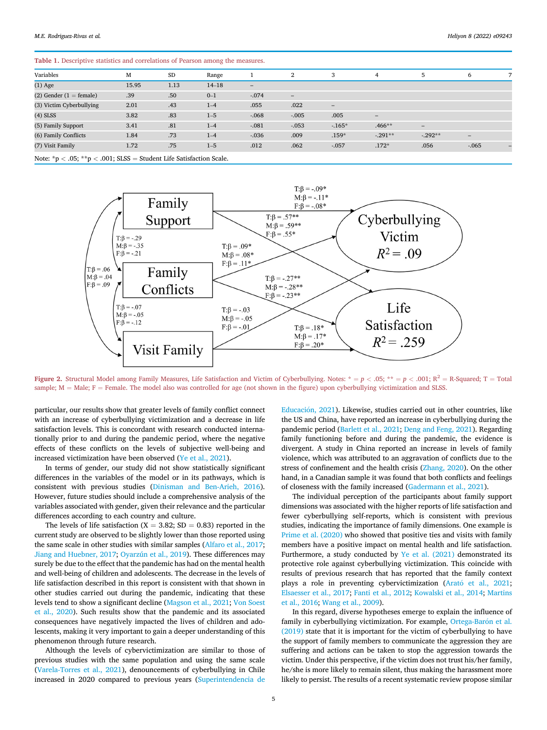Table 1. Descriptive statistics and correlations of Pearson among the measures.

| Variables | M | SD | Range | 1 | 2 | 3 | 4 | 5 | 6 | 7 |
|---|---|---|---|---|---|---|---|---|---|---|
| (1) Age | 15.95 | 1.13 | 14–18 | – | | | | | | |
| (2) Gender (1 = female) | .39 | .50 | 0–1 | -.074 | – | | | | | |
| (3) Victim Cyberbullying | 2.01 | .43 | 1–4 | .055 | .022 | – | | | | |
| (4) SLSS | 3.82 | .83 | 1–5 | -.068 | -.005 | .005 | – | | | |
| (5) Family Support | 3.41 | .81 | 1–4 | -.081 | -.053 | -.165* | .466** | – | | |
| (6) Family Conflicts | 1.84 | .73 | 1–4 | -.036 | .009 | .159* | -.291** | -.292** | – | |
| (7) Visit Family | 1.72 | .75 | 1–5 | .012 | .062 | -.057 | .172* | .056 | -.065 | – |

Note: *p < .05; **p < .001; SLSS = Student Life Satisfaction Scale.

Figure 2. Structural Model among Family Measures, Life Satisfaction and Victim of Cyberbullying. Notes: * = $p < .05$; ** = $p < .001$; $R^2$ = R-Squared; T = Total sample; M = Male; F = Female. The model also was controlled for age (not shown in the figure) upon cyberbullying victimization and SLSS.

particular, our results show that greater levels of family conflict connect with an increase of cyberbullying victimization and a decrease in life satisfaction levels. This is concordant with research conducted internationally prior to and during the pandemic period, where the negative effects of these conflicts on the levels of subjective well-being and increased victimization have been observed (Ye et al., 2021).

In terms of gender, our study did not show statistically significant differences in the variables of the model or in its pathways, which is consistent with previous studies (Dinisman and Ben-Arieh, 2016). However, future studies should include a comprehensive analysis of the variables associated with gender, given their relevance and the particular differences according to each country and culture.

The levels of life satisfaction (X = 3.82; SD = 0.83) reported in the current study seem to be slightly lower than those reported using the same scale in other studies with similar samples (Alfaro et al., 2017; Jiang and Huebner, 2017; Oyarzún et al., 2019). These differences may surely be due to the effect that the pandemic has had on the mental health and well-being of children and adolescents. The decrease in the levels of life satisfaction described in this report is consistent with that shown in other studies carried out during the pandemic, indicating that these levels tend to show a significant decline (Magson et al., 2021; Von Soest et al., 2020). Such results show that the pandemic and its associated consequences have negatively impacted the lives of children and adolescents, making it very important to gain a deeper understanding of this phenomenon through future research.

Although the levels of cybervictimization are similar to those of previous studies with the same population and using the same scale (Varela-Torres et al., 2021), denouncements of cyberbullying in Chile increased in 2020 compared to previous years (Superintendencia de Educación, 2021). Likewise, studies carried out in other countries, like the US and China, have reported an increase in cyberbullying during the pandemic period (Barlett et al., 2021; Deng and Feng, 2021). Regarding family functioning before and during the pandemic, the evidence is divergent. A study in China reported an increase in levels of family violence, which was attributed to an aggravation of conflicts due to the stress of confinement and the health crisis (Zhang, 2020). On the other hand, in a Canadian sample it was found that both conflicts and feelings of closeness with the family increased (Gadermann et al., 2021).

The individual perception of the participants about family support dimensions was associated with the higher reports of life satisfaction and fewer cyberbullying self-reports, which is consistent with previous studies, indicating the importance of family dimensions. One example is Prime et al. (2020) who showed that positive ties and visits with family members have a positive impact on mental health and life satisfaction. Furthermore, a study conducted by Ye et al. (2021) demonstrated its protective role against cyberbullying victimization. This coincide with results of previous research that has reported that the family context plays a role in preventing cybervictimization (Arató et al., 2021; Elsaesser et al., 2017; Fanti et al., 2012; Kowalski et al., 2014; Martins et al., 2016; Wang et al., 2009).

In this regard, diverse hypotheses emerge to explain the influence of family in cyberbullying victimization. For example, Ortega-Barón et al. (2019) state that it is important for the victim of cyberbullying to have the support of family members to communicate the aggression they are suffering and actions can be taken to stop the aggression towards the victim. Under this perspective, if the victim does not trust his/her family, he/she is more likely to remain silent, thus making the harassment more likely to persist. The results of a recent systematic review propose similar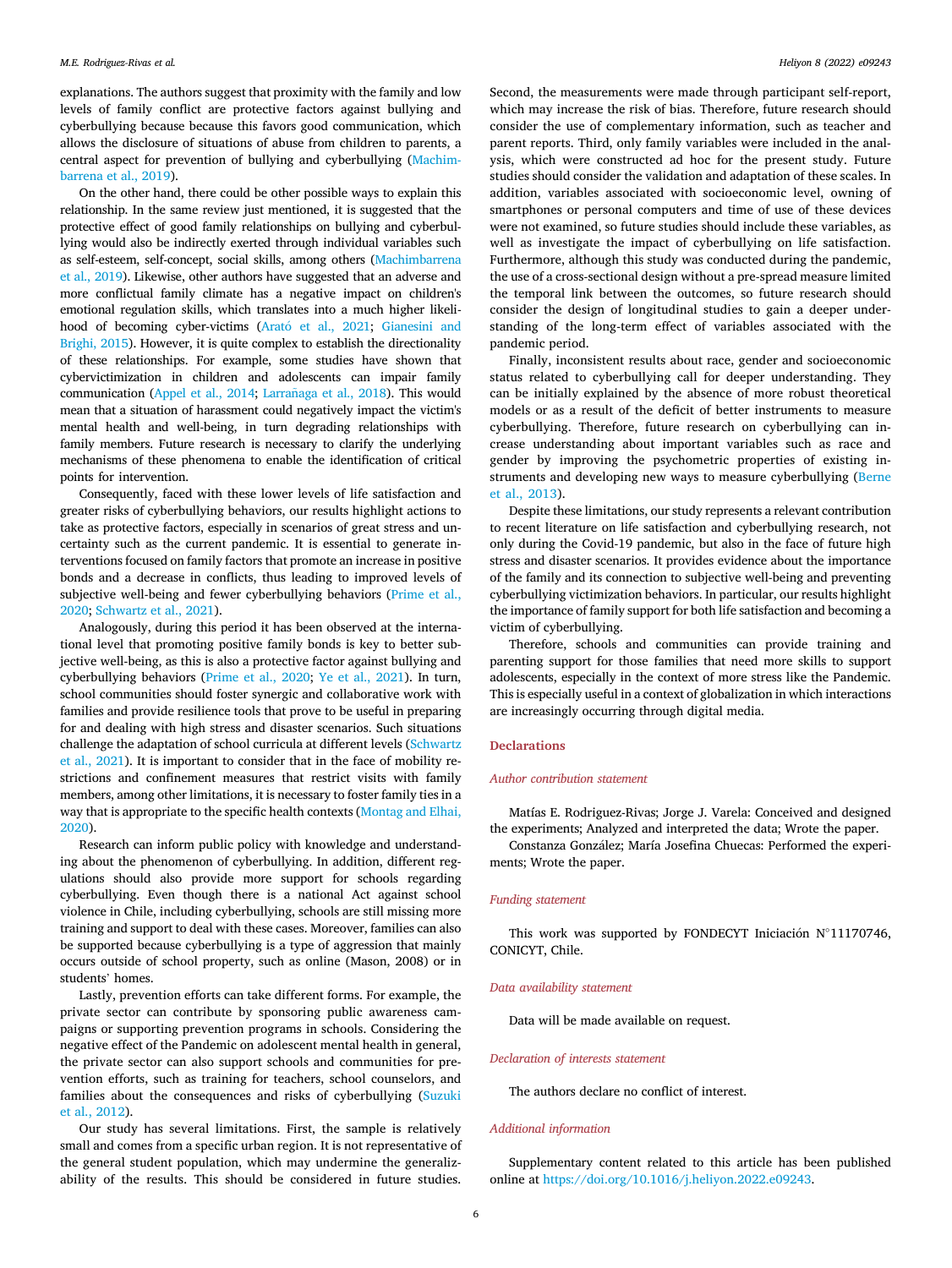explanations. The authors suggest that proximity with the family and low levels of family conflict are protective factors against bullying and cyberbullying because because this favors good communication, which allows the disclosure of situations of abuse from children to parents, a central aspect for prevention of bullying and cyberbullying (Machimbarrena et al., 2019).

On the other hand, there could be other possible ways to explain this relationship. In the same review just mentioned, it is suggested that the protective effect of good family relationships on bullying and cyberbullying would also be indirectly exerted through individual variables such as self-esteem, self-concept, social skills, among others (Machimbarrena et al., 2019). Likewise, other authors have suggested that an adverse and more conflictual family climate has a negative impact on children's emotional regulation skills, which translates into a much higher likelihood of becoming cyber-victims (Arató et al., 2021; Gianesini and Brighi, 2015). However, it is quite complex to establish the directionality of these relationships. For example, some studies have shown that cybervictimization in children and adolescents can impair family communication (Appel et al., 2014; Larrañaga et al., 2018). This would mean that a situation of harassment could negatively impact the victim's mental health and well-being, in turn degrading relationships with family members. Future research is necessary to clarify the underlying mechanisms of these phenomena to enable the identification of critical points for intervention.

Consequently, faced with these lower levels of life satisfaction and greater risks of cyberbullying behaviors, our results highlight actions to take as protective factors, especially in scenarios of great stress and uncertainty such as the current pandemic. It is essential to generate interventions focused on family factors that promote an increase in positive bonds and a decrease in conflicts, thus leading to improved levels of subjective well-being and fewer cyberbullying behaviors (Prime et al., 2020; Schwartz et al., 2021).

Analogously, during this period it has been observed at the international level that promoting positive family bonds is key to better subjective well-being, as this is also a protective factor against bullying and cyberbullying behaviors (Prime et al., 2020; Ye et al., 2021). In turn, school communities should foster synergic and collaborative work with families and provide resilience tools that prove to be useful in preparing for and dealing with high stress and disaster scenarios. Such situations challenge the adaptation of school curricula at different levels (Schwartz et al., 2021). It is important to consider that in the face of mobility restrictions and confinement measures that restrict visits with family members, among other limitations, it is necessary to foster family ties in a way that is appropriate to the specific health contexts (Montag and Elhai, 2020).

Research can inform public policy with knowledge and understanding about the phenomenon of cyberbullying. In addition, different regulations should also provide more support for schools regarding cyberbullying. Even though there is a national Act against school violence in Chile, including cyberbullying, schools are still missing more training and support to deal with these cases. Moreover, families can also be supported because cyberbullying is a type of aggression that mainly occurs outside of school property, such as online (Mason, 2008) or in students' homes.

Lastly, prevention efforts can take different forms. For example, the private sector can contribute by sponsoring public awareness campaigns or supporting prevention programs in schools. Considering the negative effect of the Pandemic on adolescent mental health in general, the private sector can also support schools and communities for prevention efforts, such as training for teachers, school counselors, and families about the consequences and risks of cyberbullying (Suzuki et al., 2012).

Our study has several limitations. First, the sample is relatively small and comes from a specific urban region. It is not representative of the general student population, which may undermine the generalizability of the results. This should be considered in future studies. Second, the measurements were made through participant self-report, which may increase the risk of bias. Therefore, future research should consider the use of complementary information, such as teacher and parent reports. Third, only family variables were included in the analysis, which were constructed ad hoc for the present study. Future studies should consider the validation and adaptation of these scales. In addition, variables associated with socioeconomic level, owning of smartphones or personal computers and time of use of these devices were not examined, so future studies should include these variables, as well as investigate the impact of cyberbullying on life satisfaction. Furthermore, although this study was conducted during the pandemic, the use of a cross-sectional design without a pre-spread measure limited the temporal link between the outcomes, so future research should consider the design of longitudinal studies to gain a deeper understanding of the long-term effect of variables associated with the pandemic period.

Finally, inconsistent results about race, gender and socioeconomic status related to cyberbullying call for deeper understanding. They can be initially explained by the absence of more robust theoretical models or as a result of the deficit of better instruments to measure cyberbullying. Therefore, future research on cyberbullying can increase understanding about important variables such as race and gender by improving the psychometric properties of existing instruments and developing new ways to measure cyberbullying (Berne et al., 2013).

Despite these limitations, our study represents a relevant contribution to recent literature on life satisfaction and cyberbullying research, not only during the Covid-19 pandemic, but also in the face of future high stress and disaster scenarios. It provides evidence about the importance of the family and its connection to subjective well-being and preventing cyberbullying victimization behaviors. In particular, our results highlight the importance of family support for both life satisfaction and becoming a victim of cyberbullying.

Therefore, schools and communities can provide training and parenting support for those families that need more skills to support adolescents, especially in the context of more stress like the Pandemic. This is especially useful in a context of globalization in which interactions are increasingly occurring through digital media.

## Declarations

### Author contribution statement

Matías E. Rodriguez-Rivas; Jorge J. Varela: Conceived and designed the experiments; Analyzed and interpreted the data; Wrote the paper.

Constanza González; María Josefina Chuecas: Performed the experiments; Wrote the paper.

### Funding statement

This work was supported by FONDECYT Iniciación N°11170746, CONICYT, Chile.

### Data availability statement

Data will be made available on request.

### Declaration of interests statement

The authors declare no conflict of interest.

### Additional information

Supplementary content related to this article has been published online at https://doi.org/10.1016/j.heliyon.2022.e09243.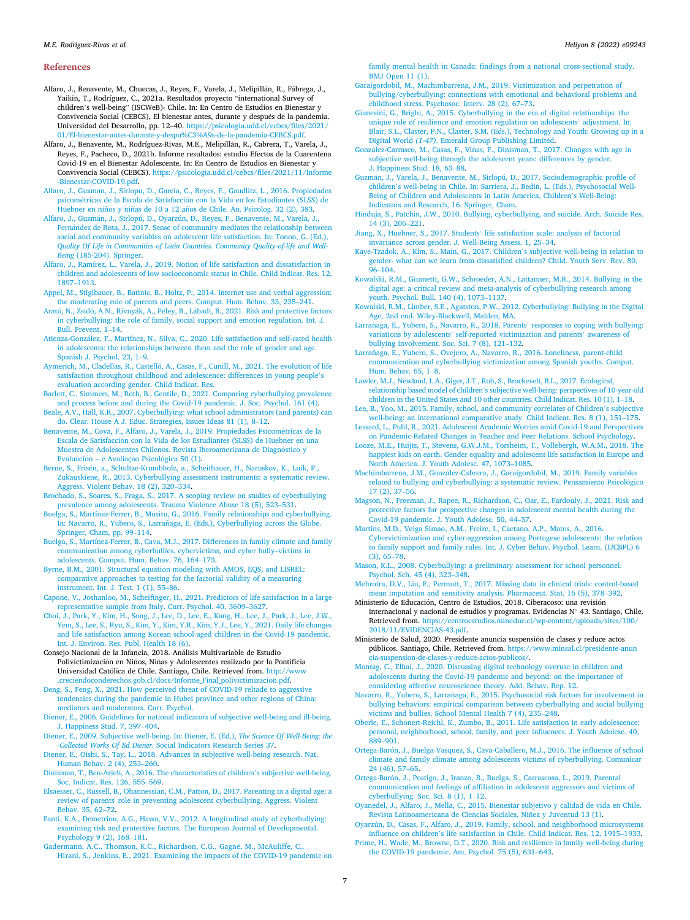## References

Alfaro, J., Benavente, M., Chuecas, J., Reyes, F., Varela, J., Melipillán, R., Fábrega, J., Yaikin, T., Rodríguez, C., 2021a. Resultados proyecto "international Survey of children's well-being" (ISCWeB)- Chile. In: En Centro de Estudios en Bienestar y Convivencia Social (CEBCS), El bienestar antes, durante y después de la pandemia. Universidad del Desarrollo, pp. 12–40. https://psicologia.udd.cl/cebcs/files/2021/01/El-bienestar-antes-durante-y-despu%C3%A9s-de-la-pandemia-CEBCS.pdf.

Alfaro, J., Benavente, M., Rodríguez-Rivas, M.E., Melipillán, R., Cabrera, T., Varela, J., Reyes, F., Pacheco, D., 2021b. Informe resultados: estudio Efectos de la Cuarentena Covid-19 en el Bienestar Adolescente. In: En Centro de Estudios en Bienestar y Convivencia Social (CEBCS). https://psicologia.udd.cl/cebcs/files/2021/11/Informe-Bienestar-COVID-19.pdf.

Alfaro, J., Guzman, J., Sirlopu, D., Garcia, C., Reyes, F., Gaudlitz, L., 2016. Propiedades psicométricas de la Escala de Satisfacción con la Vida en los Estudiantes (SLSS) de Huebner en niños y niñas de 10 a 12 años de Chile. An. Psicolog. 32 (2), 383.

Alfaro, J., Guzmán, J., Sirlopú, D., Oyarzún, D., Reyes, F., Benavente, M., Varela, J., Fernández de Rota, J., 2017. Sense of community mediates the relationship between social and community variables on adolescent life satisfaction. In: Tonon, G. (Ed.), *Quality Of Life in Communities of Latin Countries. Community Quality-of-life and Well-Being* (185-204). Springer.

Alfaro, J., Ramírez, L., Varela, J., 2019. Notion of life satisfaction and dissatisfaction in children and adolescents of low socioeconomic status in Chile. Child Indicat. Res. 12, 1897–1913.

Appel, M., Stiglbauer, B., Batinic, B., Holtz, P., 2014. Internet use and verbal aggression: the moderating role of parents and peers. Comput. Hum. Behav. 33, 235–241.

Arató, N., Zsidó, A.N., Rivnyák, A., Péley, B., Lábadi, B., 2021. Risk and protective factors in cyberbullying: the role of family, social support and emotion regulation. Int. J. Bull. Prevent. 1–14.

Atienza-González, F., Martínez, N., Silva, C., 2020. Life satisfaction and self-rated health in adolescents: the relationships between them and the role of gender and age. Spanish J. Psychol. 23, 1–9.

Aymerich, M., Cladellas, R., Castelló, A., Casas, F., Cunill, M., 2021. The evolution of life satisfaction throughout childhood and adolescence: differences in young people's evaluation according gender. Child Indicat. Res.

Barlett, C., Simmers, M., Roth, B., Gentile, D., 2021. Comparing cyberbullying prevalence and process before and during the Covid-19 pandemic. J. Soc. Psychol. 161 (4).

Beale, A.V., Hall, K.R., 2007. Cyberbullying: what school administrators (and parents) can do. Clear. House A J. Educ. Strategies, Issues Ideas 81 (1), 8–12.

Benavente, M., Cova, F., Alfaro, J., Varela, J., 2019. Propiedades Psicométricas de la Escala de Satisfacción con la Vida de los Estudiantes (SLSS) de Huebner en una Muestra de Adolescentes Chilenos. Revista Iberoamericana de Diagnóstico y Evaluación – e Avaliação Psicológica 50 (1).

Berne, S., Frisén, a., Schultze-Krumbholz, a., Scheithauer, H., Naruskov, K., Luik, P., Zukauskiene, R., 2013. Cyberbullying assessment instruments: a systematic review. Aggress. Violent Behav. 18 (2), 320–334.

Brochado, S., Soares, S., Fraga, S., 2017. A scoping review on studies of cyberbullying prevalence among adolescents. Trauma Violence Abuse 18 (5), 523–531.

Buelga, S., Martínez-Ferrer, B., Musitu, G., 2016. Family relationships and cyberbullying. In: Navarro, R., Yubero, S., Larrañaga, E. (Eds.), Cyberbullying across the Globe. Springer, Cham, pp. 99–114.

Buelga, S., Martínez-Ferrer, B., Cava, M.J., 2017. Differences in family climate and family communication among cyberbullies, cybervictims, and cyber bully–victims in adolescents. Comput. Hum. Behav. 76, 164–173.

Byrne, B.M., 2001. Structural equation modeling with AMOS, EQS, and LISREL: comparative approaches to testing for the factorial validity of a measuring instrument. Int. J. Test. 1 (1), 55–86.

Capone, V., Joshanloo, M., Scheifinger, H., 2021. Predictors of life satisfaction in a large representative sample from Italy. Curr. Psychol. 40, 3609–3627.

Choi, J., Park, Y., Kim, H., Song, J., Lee, D., Lee, E., Kang, H., Lee, J., Park, J., Lee, J.W., Yem, S., Lee, S., Ryu, S., Kim, Y., Kim, Y.R., Kim, Y.J., Lee, Y., 2021. Daily life changes and life satisfaction among Korean school-aged children in the Covid-19 pandemic. Int. J. Environ. Res. Publ. Health 18 (6).

Consejo Nacional de la Infancia, 2018. Análisis Multivariable de Estudio Polivictimización en Niños, Niñas y Adolescentes realizado por la Pontificia Universidad Católica de Chile. Santiago, Chile. Retrieved from. http://www.creciendoconderechos.gob.cl/docs/Informe_Final_polivictimizacion.pdf.

Deng, S., Feng, X., 2021. How perceived threat of COVID-19 reltade to aggressive tendencies during the pandemic in Hubei province and other regions of China: mediators and moderators. Curr. Psychol.

Diener, E., 2006. Guidelines for national indicators of subjective well-being and ill-being. J. Happiness Stud. 7, 397–404.

Diener, E., 2009. Subjective well-being. In: Diener, E. (Ed.), *The Science Of Well-Being: the -Collected Works Of Ed Diener*. Social Indicators Research Series 37.

Diener, E., Oishi, S., Tay, L., 2018. Advances in subjective well-being research. Nat. Human Behav. 2 (4), 253–260.

Dinisman, T., Ben-Arieh, A., 2016. The characteristics of children's subjective well-being. Soc. Indicat. Res. 126, 555–569.

Elsaesser, C., Russell, B., Ohannessian, C.M., Patton, D., 2017. Parenting in a digital age: a review of parents' role in preventing adolescent cyberbullying. Aggress. Violent Behav. 35, 62–72.

Fanti, K.A., Demetriou, A.G., Hawa, V.V., 2012. A longitudinal study of cyberbullying: examining risk and protective factors. The European Journal of Developmental. Psychology 9 (2), 168–181.

Gadermann, A.C., Thomson, K.C., Richardson, C.G., Gagné, M., McAuliffe, C., Hirani, S., Jenkins, E., 2021. Examining the impacts of the COVID-19 pandemic on family mental health in Canada: findings from a national cross-sectional study. BMJ Open 11 (1).

Garaigordobil, M., Machimbarrena, J.M., 2019. Victimization and perpetration of bullying/cyberbullying: connections with emotional and behavioral problems and childhood stress. Psychosoc. Interv. 28 (2), 67–73.

Gianesini, G., Brighi, A., 2015. Cyberbullying in the era of digital relationships: the unique role of resilience and emotion regulation on adolescents' adjustment. In: Blair, S.L., Claster, P.N., Claster, S.M. (Eds.), Technology and Youth: Growing up in a Digital World *(1-47)*. Emerald Group Publishing Limited.

González-Carrasco, M., Casas, F., Viñas, F., Dinisman, T., 2017. Changes with age in subjective well-being through the adolescent years: differences by gender. J. Happiness Stud. 18, 63–88.

Guzmán, J., Varela, J., Benavente, M., Sirlopú, D., 2017. Sociodemographic profile of children's well-being in Chile. In: Sarriera, J., Bedin, L. (Eds.), Psychosocial Well-Being of Children and Adolescents in Latin America, Children's Well-Being: Indicators and Research, 16. Springer, Cham.

Hinduja, S., Patchin, J.W., 2010. Bullying, cyberbullying, and suicide. Arch. Suicide Res. 14 (3), 206–221.

Jiang, X., Huebner, S., 2017. Students' life satisfaction scale: analysis of factorial invariance across gender. J. Well-Being Assess. 1, 25–34.

Kaye-Tzadok, A., Kim, S., Main, G., 2017. Children's subjective well-being in relation to gender- what can we learn from dissatisfied children? Child. Youth Serv. Rev. 80, 96–104.

Kowalski, R.M., Giumetti, G.W., Schroeder, A.N., Lattanner, M.R., 2014. Bullying in the digital age: a critical review and meta-analysis of cyberbullying research among youth. Psychol. Bull. 140 (4), 1073–1137.

Kowalski, R.M., Limber, S.E., Agatston, P.W., 2012. Cyberbullying: Bullying in the Digital Age, 2nd end. Wiley-Blackwell, Malden, MA.

Larrañaga, E., Yubero, S., Navarro, R., 2018. Parents' responses to coping with bullying: variations by adolescents' self-reported victimization and parents' awareness of bullying involvement. Soc. Sci. 7 (8), 121–132.

Larrañaga, E., Yubero, S., Ovejero, A., Navarro, R., 2016. Loneliness, parent-child communication and cyberbullying victimization among Spanish youths. Comput. Hum. Behav. 65, 1–8.

Lawler, M.J., Newland, L.A., Giger, J.T., Roh, S., Brockevelt, B.L., 2017. Ecological, relationship based model of children's subjective well-being: perspectives of 10-year-old children in the United States and 10 other countries. Child Indicat. Res. 10 (1), 1–18.

Lee, B., Yoo, M., 2015. Family, school, and community correlates of Children's subjective well-being: an international comparative study. Child Indicat. Res. 8 (1), 151–175.

Lessard, L., Puhl, R., 2021. Adolescent Academic Worries amid Covid-19 and Perspectives on Pandemic-Related Changes in Teacher and Peer Relations. School Psychology.

Looze, M.E., Huijts, T., Stevens, G.W.J.M., Torsheim, T., Vollebergh, W.A.M., 2018. The happiest kids on earth. Gender equality and adolescent life satisfaction in Europe and North America. J. Youth Adolesc. 47, 1073–1085.

Machimbarrena, J.M., González-Cabrera, J., Garaigordobil, M., 2019. Family variables related to bullying and cyberbullying: a systematic review. Pensamiento Psicológico 17 (2), 37–56.

Magson, N., Freeman, J., Rapee, R., Richardson, C., Oar, E., Fardouly, J., 2021. Risk and protective factors for prospective changes in adolescent mental health during the Covid-19 pandemic. J. Youth Adolesc. 50, 44–57.

Martins, M.D., Veiga Simao, A.M., Freire, I., Caetano, A.P., Matos, A., 2016. Cybervictimization and cyber-aggression among Portugese adolescents: the relation to family support and family rules. Int. J. Cyber Behav. Psychol. Learn. (IJCBPL) 6 (3), 65–78.

Mason, K.L., 2008. Cyberbullying: a preliminary assessment for school personnel. Psychol. Sch. 45 (4), 323–348.

Mehrotra, D.V., Liu, F., Permutt, T., 2017. Missing data in clinical trials: control-based mean imputation and sensitivity analysis. Pharmaceut. Stat. 16 (5), 378–392.

Ministerio de Educación, Centro de Estudios, 2018. Ciberacoso: una revisión internacional y nacional de estudios y programas. Evidencias N° 43. Santiago, Chile. Retrieved from. https://centroestudios.mineduc.cl/wp-content/uploads/sites/100/2018/11/EVIDENCIAS-43.pdf.

Ministerio de Salud, 2020. Presidente anuncia suspensión de clases y reduce actos públicos. Santiago, Chile. Retrieved from. https://www.minsal.cl/presidente-anuncia-suspension-de-clases-y-reduce-actos-publicos/.

Montag, C., Elhai, J., 2020. Discussing digital technology overuse in children and adolescents during the Covid-19 pandemic and beyond: on the importance of considering affective neuroscience theory. Add. Behav. Rep. 12.

Navarro, R., Yubero, S., Larrañaga, E., 2015. Psychosocial risk factors for involvement in bullying behaviors: empirical comparison between cyberbullying and social bullying victims and bullies. School Mental Health 7 (4), 235–248.

Oberle, E., Schonert-Reichl, K., Zumbo, B., 2011. Life satisfaction in early adolescence: personal, neighborhood, school, family, and peer influences. J. Youth Adolesc. 40, 889–901.

Ortega-Barón, J., Buelga-Vasquez, S., Cava-Caballero, M.J., 2016. The influence of school climate and family climate among adolescents victims of cyberbullying. Comunicar 24 (46), 57–65.

Ortega-Barón, J., Postigo, J., Iranzo, B., Buelga, S., Carrascosa, L., 2019. Parental communication and feelings of affiliation in adolescent aggressors and victims of cyberbullying. Soc. Sci. 8 (1), 1–12.

Oyanedel, J., Alfaro, J., Mella, C., 2015. Bienestar subjetivo y calidad de vida en Chile. Revista Latinoamericana de Ciencias Sociales, Niñez y Juventud 13 (1).

Oyarzún, D., Casas, F., Alfaro, J., 2019. Family, school, and neighborhood microsystems influence on children's life satisfaction in Chile. Child Indicat. Res. 12, 1915–1933.

Prime, H., Wade, M., Browne, D.T., 2020. Risk and resilience in family well-being during the COVID-19 pandemic. Am. Psychol. 75 (5), 631–643.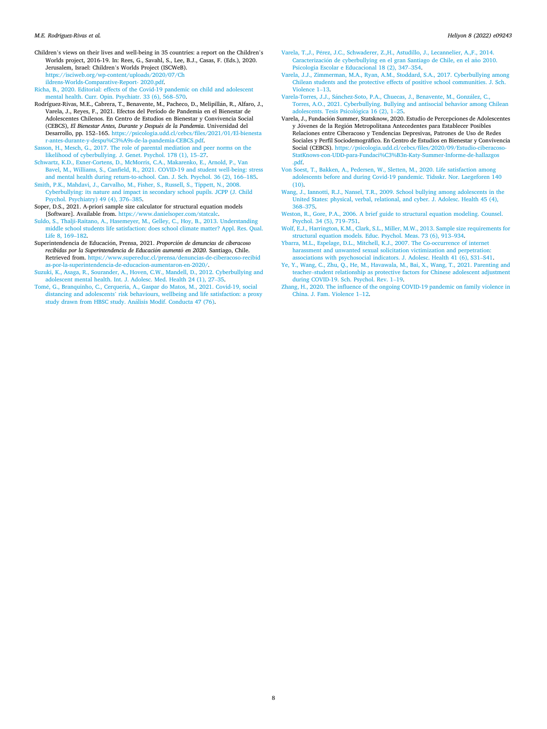Children's views on their lives and well-being in 35 countries: a report on the Children's Worlds project, 2016-19. In: Rees, G., Savahl, S., Lee, B.J., Casas, F. (Eds.), 2020. Jerusalem, Israel: Children's Worlds Project (ISCWeB). https://isciweb.org/wp-content/uploads/2020/07/Childrens-Worlds-Comparative-Report- 2020.pdf.

Richa, B., 2020. Editorial: effects of the Covid-19 pandemic on child and adolescent mental health. Curr. Opin. Psychiatr. 33 (6), 568–570.

Rodríguez-Rivas, M.E., Cabrera, T., Benavente, M., Pacheco, D., Melipillán, R., Alfaro, J., Varela, J., Reyes, F., 2021. Efectos del Período de Pandemia en el Bienestar de Adolescentes Chilenos. En Centro de Estudios en Bienestar y Convivencia Social (CEBCS), *El Bienestar Antes, Durante y Después de la Pandemia*. Universidad del Desarrollo, pp. 152–165. https://psicologia.udd.cl/cebcs/files/2021/01/El-bienestar-antes-durante-y-despu%C3%A9s-de-la-pandemia-CEBCS.pdf.

Sasson, H., Mesch, G., 2017. The role of parental mediation and peer norms on the likelihood of cyberbullying. J. Genet. Psychol. 178 (1), 15–27.

Schwartz, K.D., Exner-Cortens, D., McMorris, C.A., Makarenko, E., Arnold, P., Van Bavel, M., Williams, S., Canfield, R., 2021. COVID-19 and student well-being: stress and mental health during return-to-school. Can. J. Sch. Psychol. 36 (2), 166–185.

Smith, P.K., Mahdavi, J., Carvalho, M., Fisher, S., Russell, S., Tippett, N., 2008. Cyberbullying: its nature and impact in secondary school pupils. JCPP (J. Child Psychol. Psychiatry) 49 (4), 376–385.

Soper, D.S., 2021. A-priori sample size calculator for structural equation models [Software]. Available from. https://www.danielsoper.com/statcalc.

Suldo, S., Thalji-Raitano, A., Hasemeyer, M., Gelley, C., Hoy, B., 2013. Understanding middle school students life satisfaction: does school climate matter? Appl. Res. Qual. Life 8, 169–182.

Superintendencia de Educación, Prensa, 2021. *Proporción de denuncias de ciberacoso recibidas por la Superintendencia de Educación aumentó en 2020.* Santiago, Chile. Retrieved from. https://www.supereduc.cl/prensa/denuncias-de-ciberacoso-recibidas-por-la-superintendencia-de-educacion-aumentaron-en-2020/.

Suzuki, K., Asaga, R., Sourander, A., Hoven, C.W., Mandell, D., 2012. Cyberbullying and adolescent mental health. Int. J. Adolesc. Med. Health 24 (1), 27–35.

Tomé, G., Branquinho, C., Cerqueria, A., Gaspar do Matos, M., 2021. Covid-19, social distancing and adolescents` risk behaviours, wellbeing and life satisfaction: a proxy study drawn from HBSC study. Análisis Modif. Conducta 47 (76).

Varela, T.,J., Pérez, J.C., Schwaderer, Z.,H., Astudillo, J., Lecannelier, A.,F., 2014. Caracterización de cyberbullying en el gran Santiago de Chile, en el año 2010. Psicologia Escolar e Educacional 18 (2), 347–354.

Varela, J.J., Zimmerman, M.A., Ryan, A.M., Stoddard, S.A., 2017. Cyberbullying among Chilean students and the protective effects of positive school communities. J. Sch. Violence 1–13.

Varela-Torres, J.J., Sánchez-Soto, P.A., Chuecas, J., Benavente, M., González, C., Torres, A.O., 2021. Cyberbullying. Bullying and antisocial behavior among Chilean adolescents. Tesis Psicológica 16 (2), 1–25.

Varela, J., Fundación Summer, Statsknow, 2020. Estudio de Percepciones de Adolescentes y Jóvenes de la Región Metropolitana Antecedentes para Establecer Posibles Relaciones entre Ciberacoso y Tendencias Depresivas, Patrones de Uso de Redes Sociales y Perfil Sociodemográfico. En Centro de Estudios en Bienestar y Convivencia Social (CEBCS). https://psicologia.udd.cl/cebcs/files/2020/09/Estudio-ciberacoso-StatKnows-con-UDD-para-Fundaci%C3%B3n-Katy-Summer-Informe-de-hallazgos.pdf.

Von Soest, T., Bakken, A., Pedersen, W., Sletten, M., 2020. Life satisfaction among adolescents before and during Covid-19 pandemic. Tidsskr. Nor. Laegeforen 140 (10).

Wang, J., Iannotti, R.J., Nansel, T.R., 2009. School bullying among adolescents in the United States: physical, verbal, relational, and cyber. J. Adolesc. Health 45 (4), 368–375.

Weston, R., Gore, P.A., 2006. A brief guide to structural equation modeling. Counsel. Psychol. 34 (5), 719–751.

Wolf, E.J., Harrington, K.M., Clark, S.L., Miller, M.W., 2013. Sample size requirements for structural equation models. Educ. Psychol. Meas. 73 (6), 913–934.

Ybarra, M.L., Espelage, D.L., Mitchell, K.J., 2007. The Co-occurrence of internet harassment and unwanted sexual solicitation victimization and perpetration: associations with psychosocial indicators. J. Adolesc. Health 41 (6), S31–S41.

Ye, Y., Wang, C., Zhu, Q., He, M., Havawala, M., Bai, X., Wang, T., 2021. Parenting and teacher–student relationship as protective factors for Chinese adolescent adjustment during COVID-19. Sch. Psychol. Rev. 1–19.

Zhang, H., 2020. The influence of the ongoing COVID-19 pandemic on family violence in China. J. Fam. Violence 1–12.